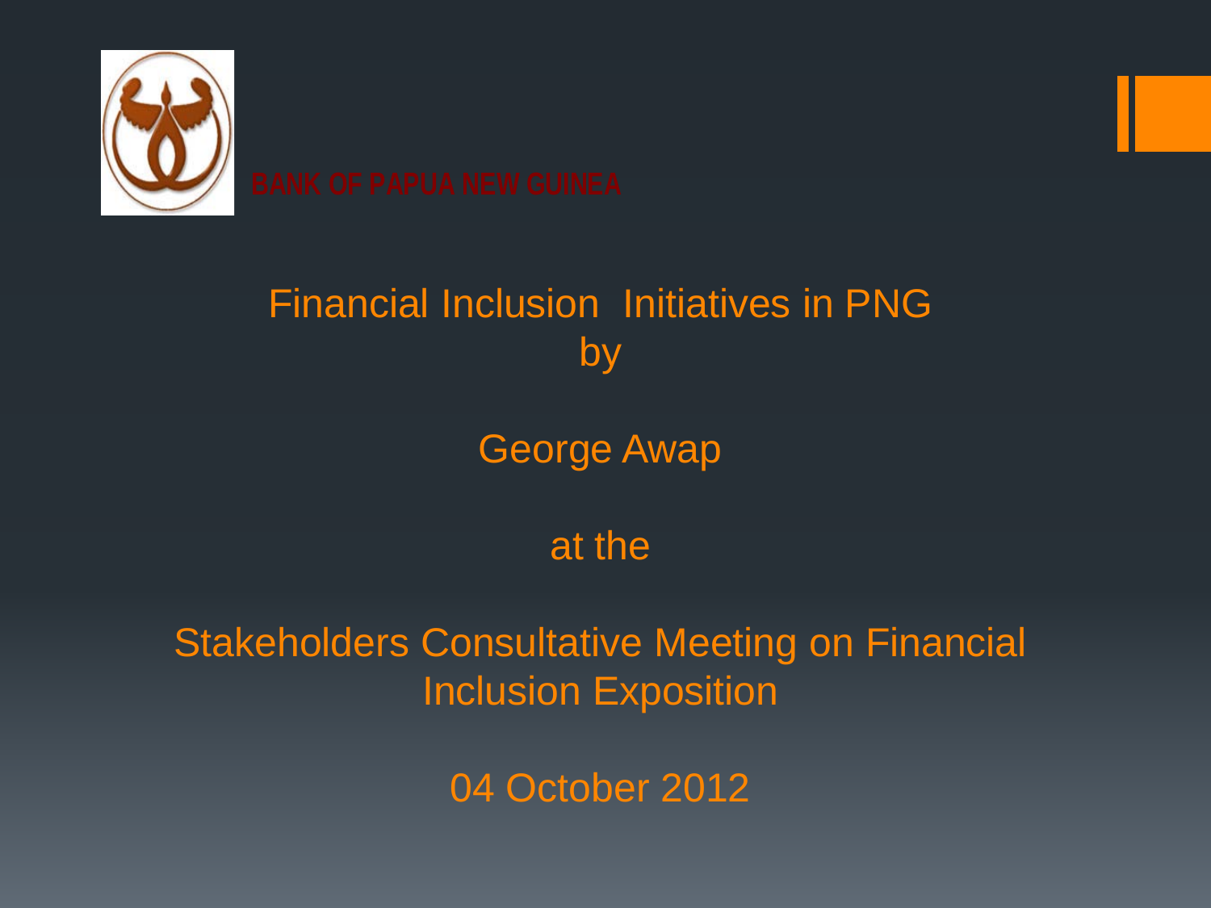BANK OF PAPUA NEW GUINEA

# Financial Inclusion Initiatives in PNG
by

George Awap

at the

Stakeholders Consultative Meeting on Financial Inclusion Exposition

04 October 2012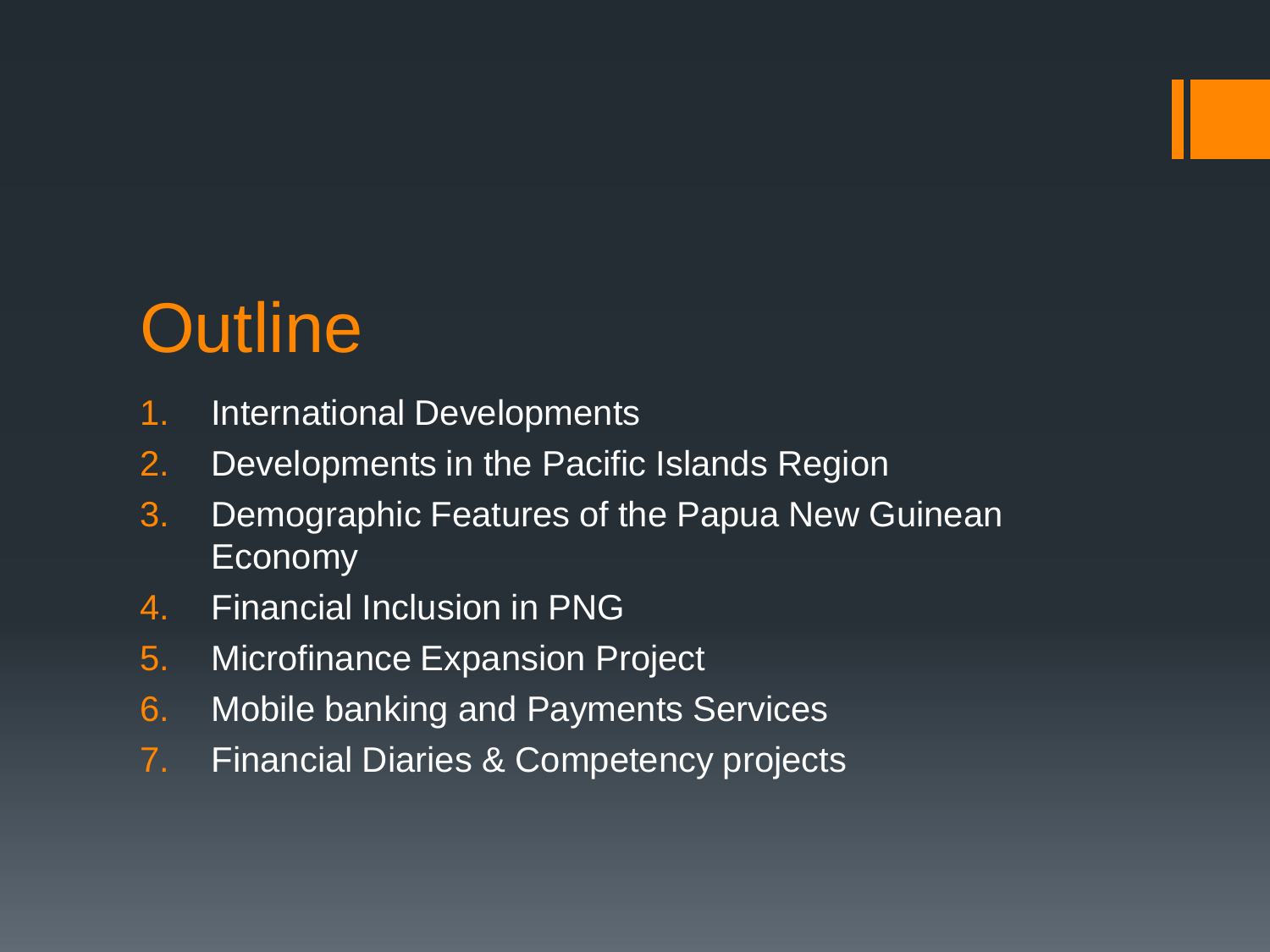# Outline

1. International Developments
2. Developments in the Pacific Islands Region
3. Demographic Features of the Papua New Guinean Economy
4. Financial Inclusion in PNG
5. Microfinance Expansion Project
6. Mobile banking and Payments Services
7. Financial Diaries & Competency projects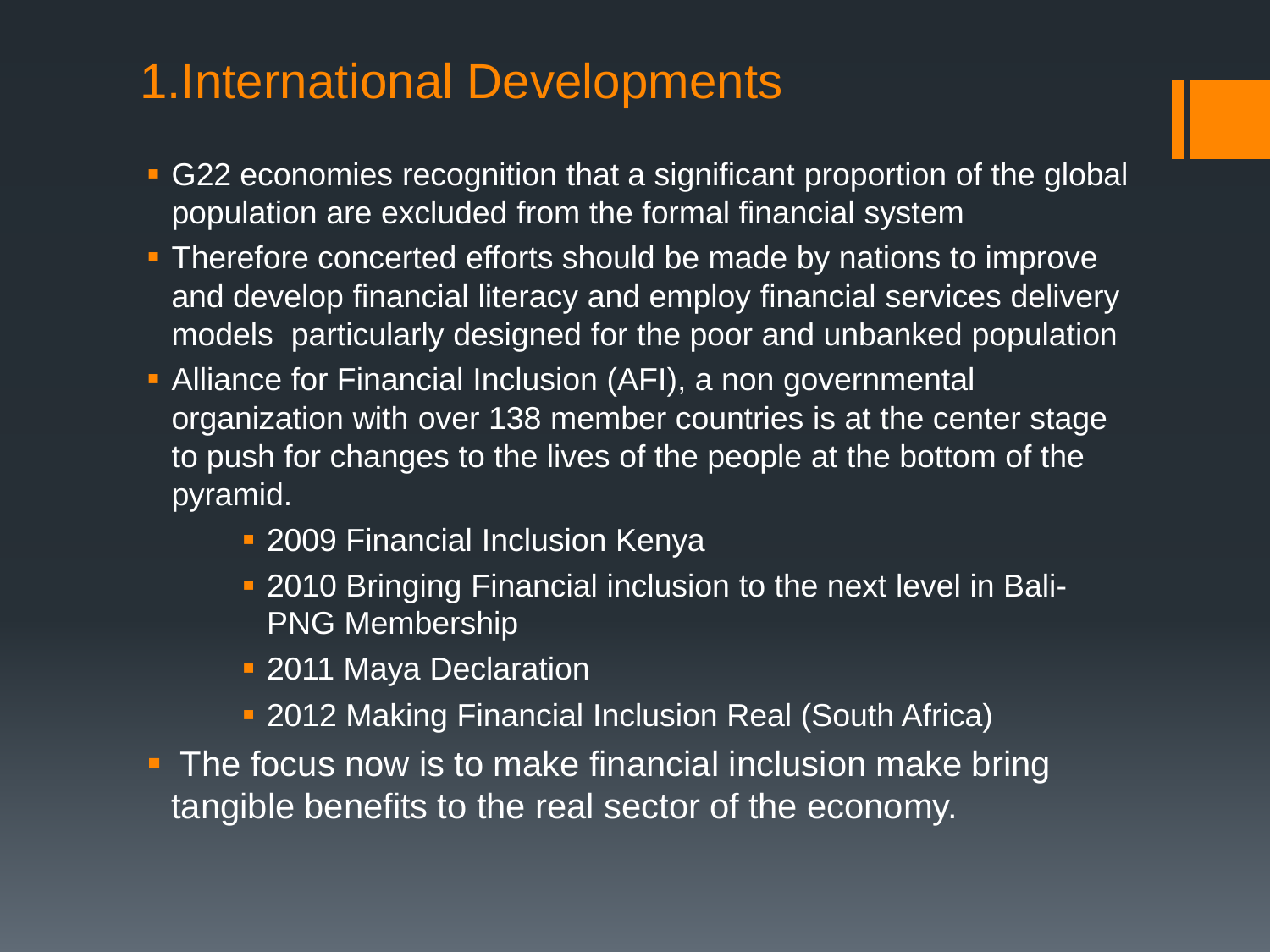# 1.International Developments

- G22 economies recognition that a significant proportion of the global population are excluded from the formal financial system
- Therefore concerted efforts should be made by nations to improve and develop financial literacy and employ financial services delivery models particularly designed for the poor and unbanked population
- Alliance for Financial Inclusion (AFI), a non governmental organization with over 138 member countries is at the center stage to push for changes to the lives of the people at the bottom of the pyramid.
    - 2009 Financial Inclusion Kenya
    - 2010 Bringing Financial inclusion to the next level in Bali- PNG Membership
    - 2011 Maya Declaration
    - 2012 Making Financial Inclusion Real (South Africa)
- The focus now is to make financial inclusion make bring tangible benefits to the real sector of the economy.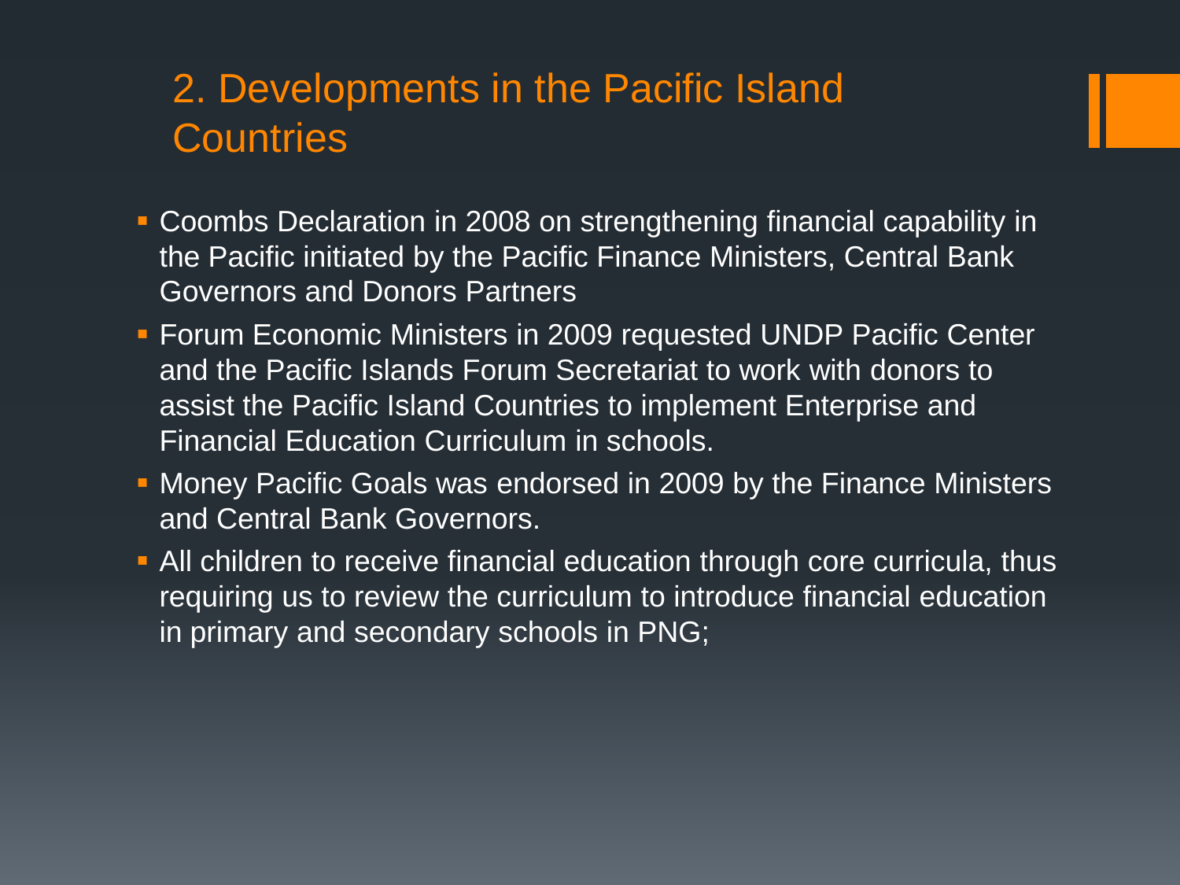# 2. Developments in the Pacific Island Countries

- Coombs Declaration in 2008 on strengthening financial capability in the Pacific initiated by the Pacific Finance Ministers, Central Bank Governors and Donors Partners
- Forum Economic Ministers in 2009 requested UNDP Pacific Center and the Pacific Islands Forum Secretariat to work with donors to assist the Pacific Island Countries to implement Enterprise and Financial Education Curriculum in schools.
- Money Pacific Goals was endorsed in 2009 by the Finance Ministers and Central Bank Governors.
- All children to receive financial education through core curricula, thus requiring us to review the curriculum to introduce financial education in primary and secondary schools in PNG;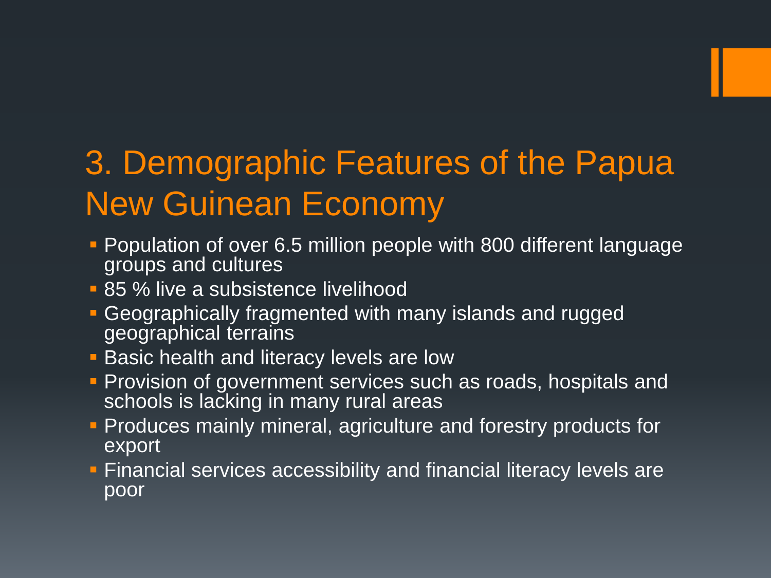# 3. Demographic Features of the Papua New Guinean Economy

- Population of over 6.5 million people with 800 different language groups and cultures
- 85 % live a subsistence livelihood
- Geographically fragmented with many islands and rugged geographical terrains
- Basic health and literacy levels are low
- Provision of government services such as roads, hospitals and schools is lacking in many rural areas
- Produces mainly mineral, agriculture and forestry products for export
- Financial services accessibility and financial literacy levels are poor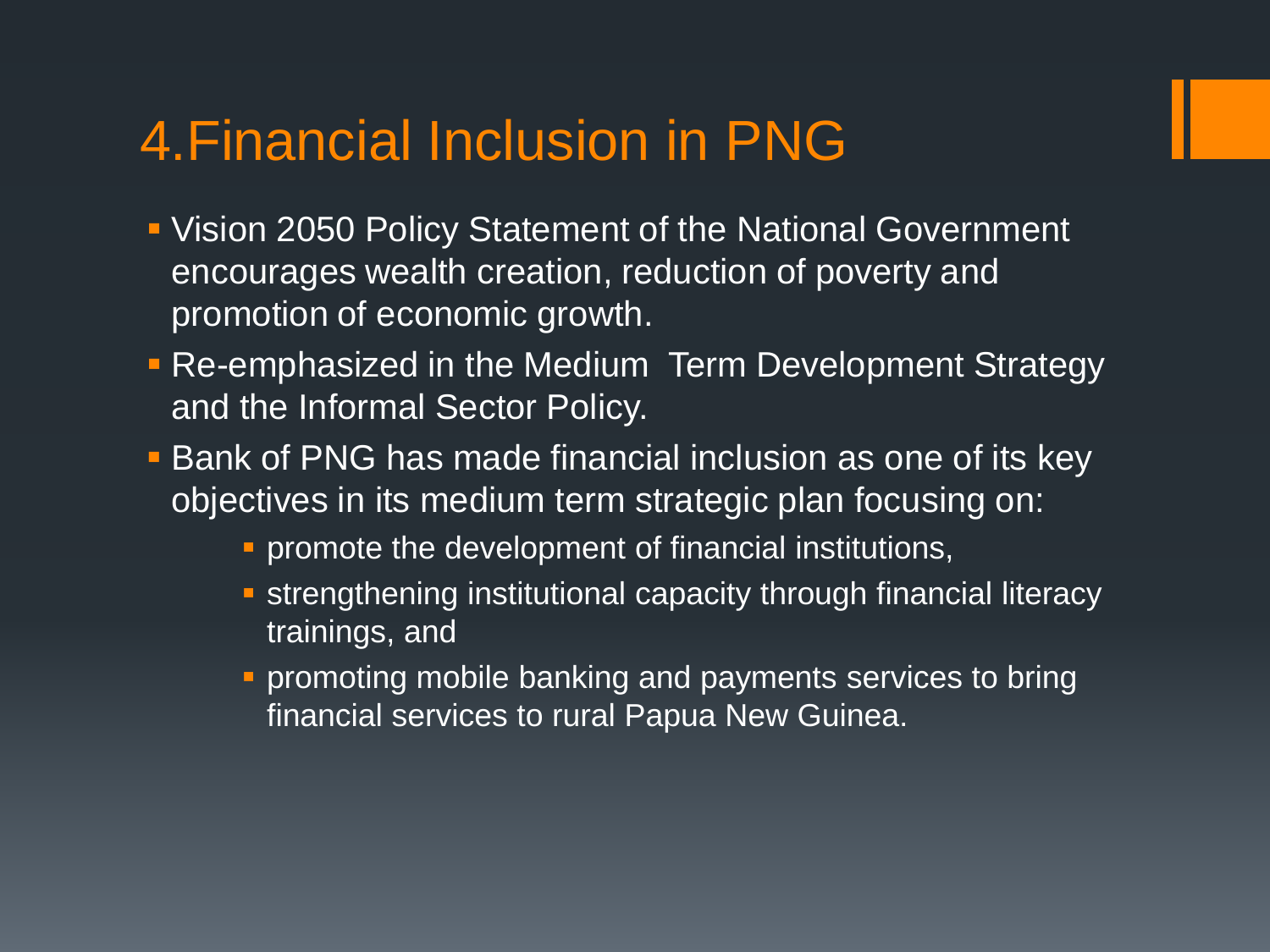# 4.Financial Inclusion in PNG

- Vision 2050 Policy Statement of the National Government encourages wealth creation, reduction of poverty and promotion of economic growth.
- Re-emphasized in the Medium Term Development Strategy and the Informal Sector Policy.
- Bank of PNG has made financial inclusion as one of its key objectives in its medium term strategic plan focusing on:
  - promote the development of financial institutions,
  - strengthening institutional capacity through financial literacy trainings, and
  - promoting mobile banking and payments services to bring financial services to rural Papua New Guinea.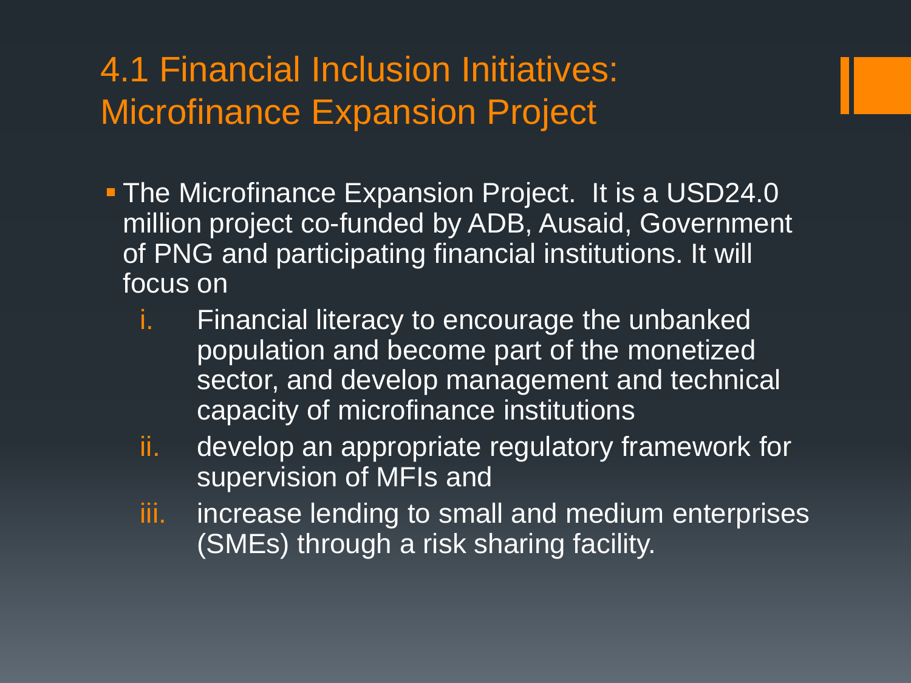# 4.1 Financial Inclusion Initiatives: Microfinance Expansion Project

- The Microfinance Expansion Project. It is a USD24.0 million project co-funded by ADB, Ausaid, Government of PNG and participating financial institutions. It will focus on
  i. Financial literacy to encourage the unbanked population and become part of the monetized sector, and develop management and technical capacity of microfinance institutions
  ii. develop an appropriate regulatory framework for supervision of MFIs and
  iii. increase lending to small and medium enterprises (SMEs) through a risk sharing facility.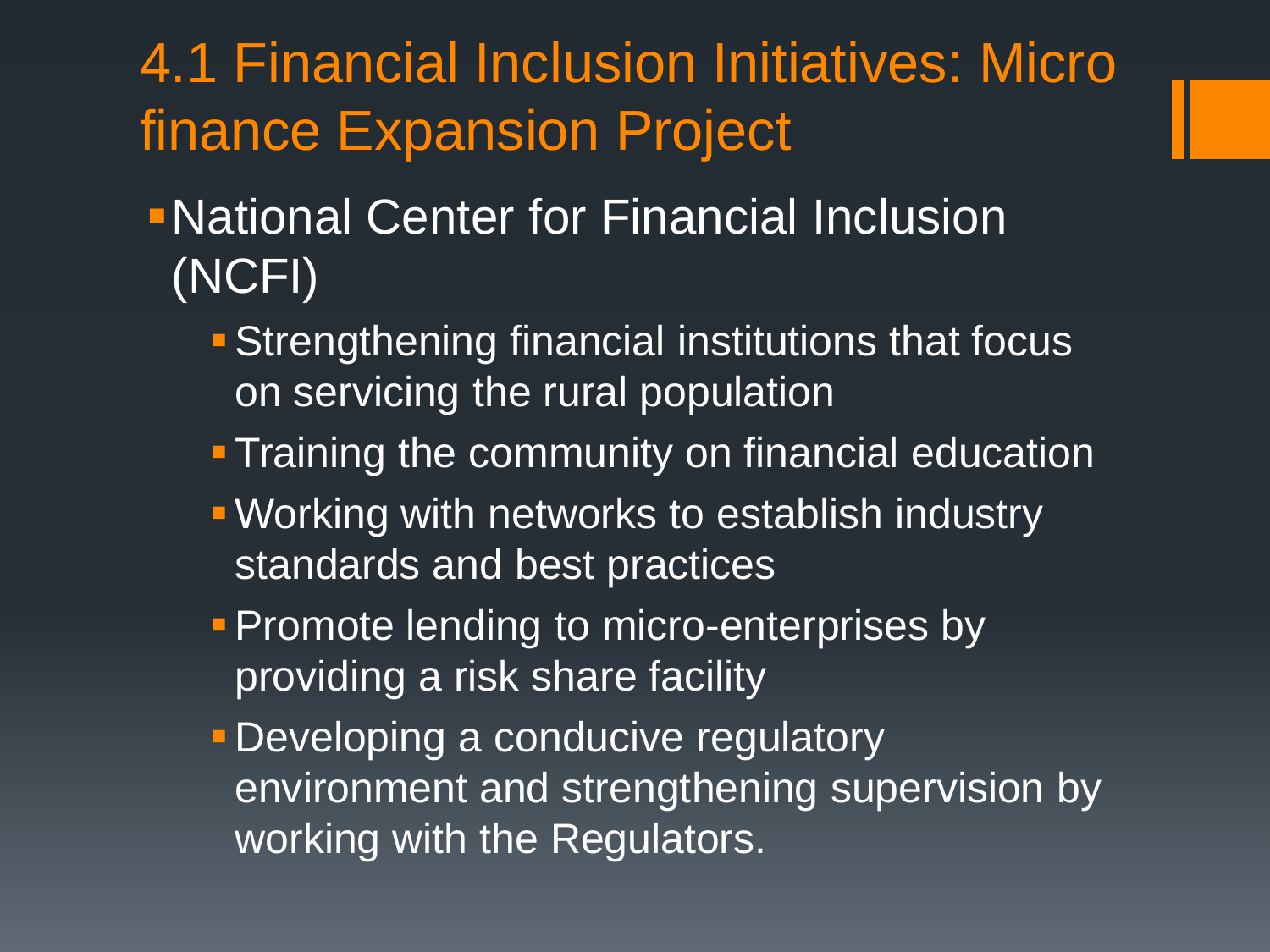# 4.1 Financial Inclusion Initiatives: Micro finance Expansion Project

- National Center for Financial Inclusion (NCFI)
  - Strengthening financial institutions that focus on servicing the rural population
  - Training the community on financial education
  - Working with networks to establish industry standards and best practices
  - Promote lending to micro-enterprises by providing a risk share facility
  - Developing a conducive regulatory environment and strengthening supervision by working with the Regulators.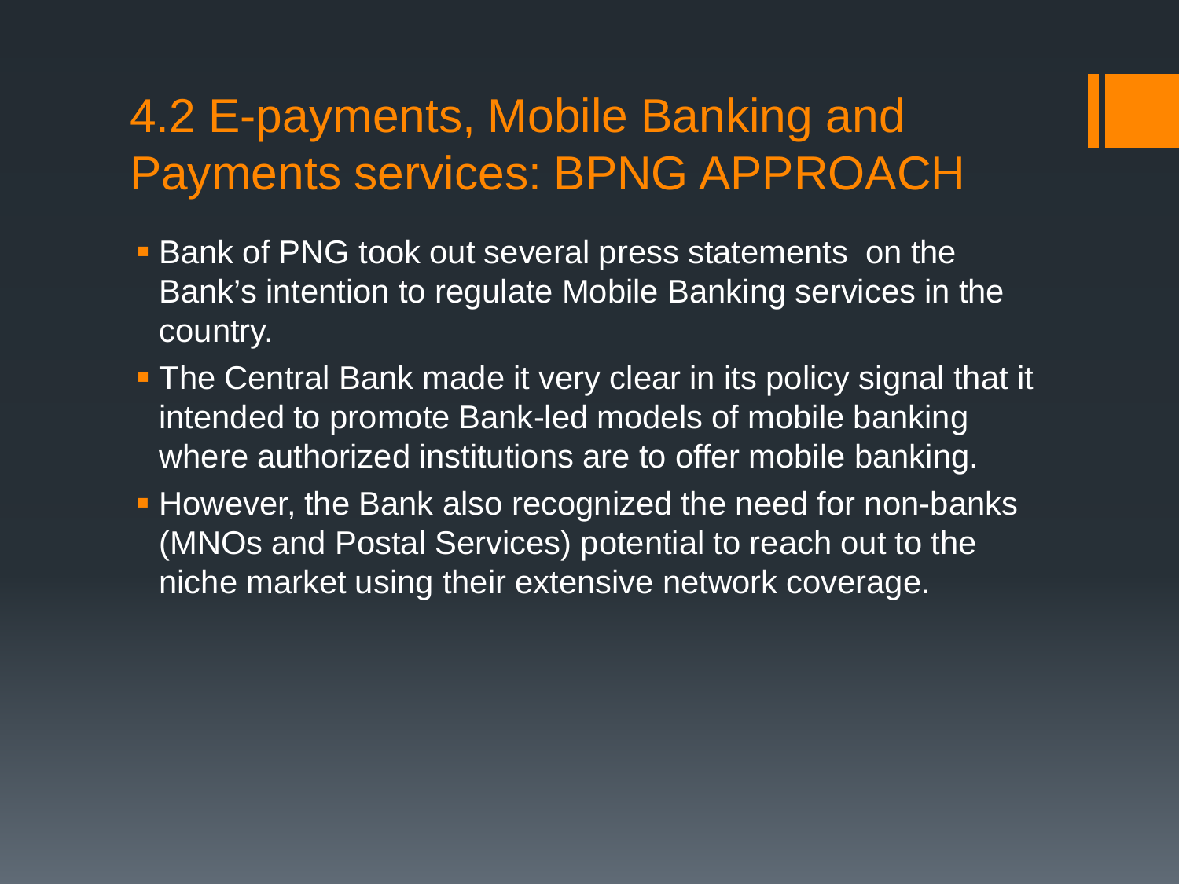# 4.2 E-payments, Mobile Banking and Payments services: BPNG APPROACH

- Bank of PNG took out several press statements on the Bank's intention to regulate Mobile Banking services in the country.
- The Central Bank made it very clear in its policy signal that it intended to promote Bank-led models of mobile banking where authorized institutions are to offer mobile banking.
- However, the Bank also recognized the need for non-banks (MNOs and Postal Services) potential to reach out to the niche market using their extensive network coverage.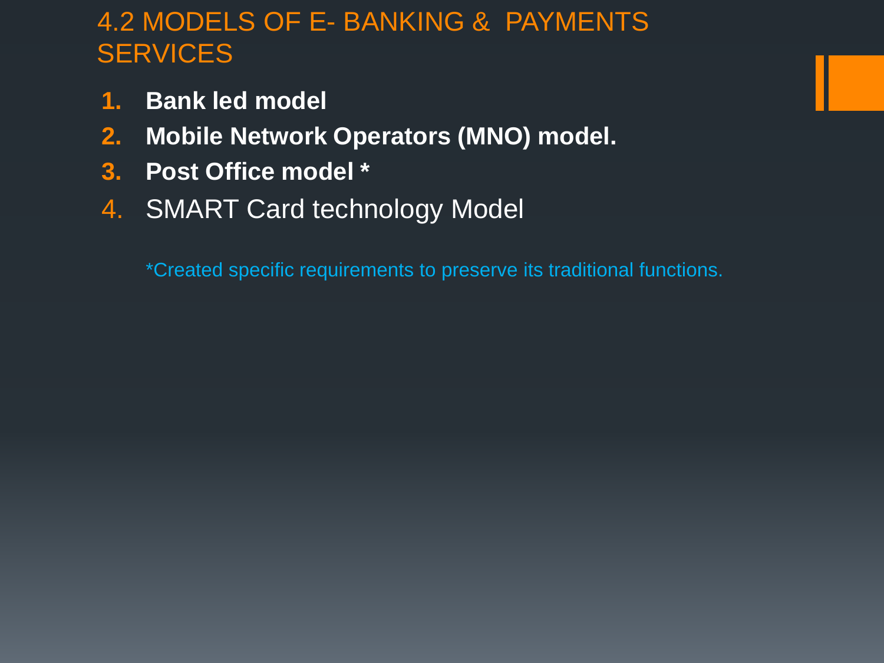# 4.2 MODELS OF E- BANKING & PAYMENTS SERVICES

1. **Bank led model**
2. **Mobile Network Operators (MNO) model.**
3. **Post Office model ***
4. SMART Card technology Model

*Created specific requirements to preserve its traditional functions.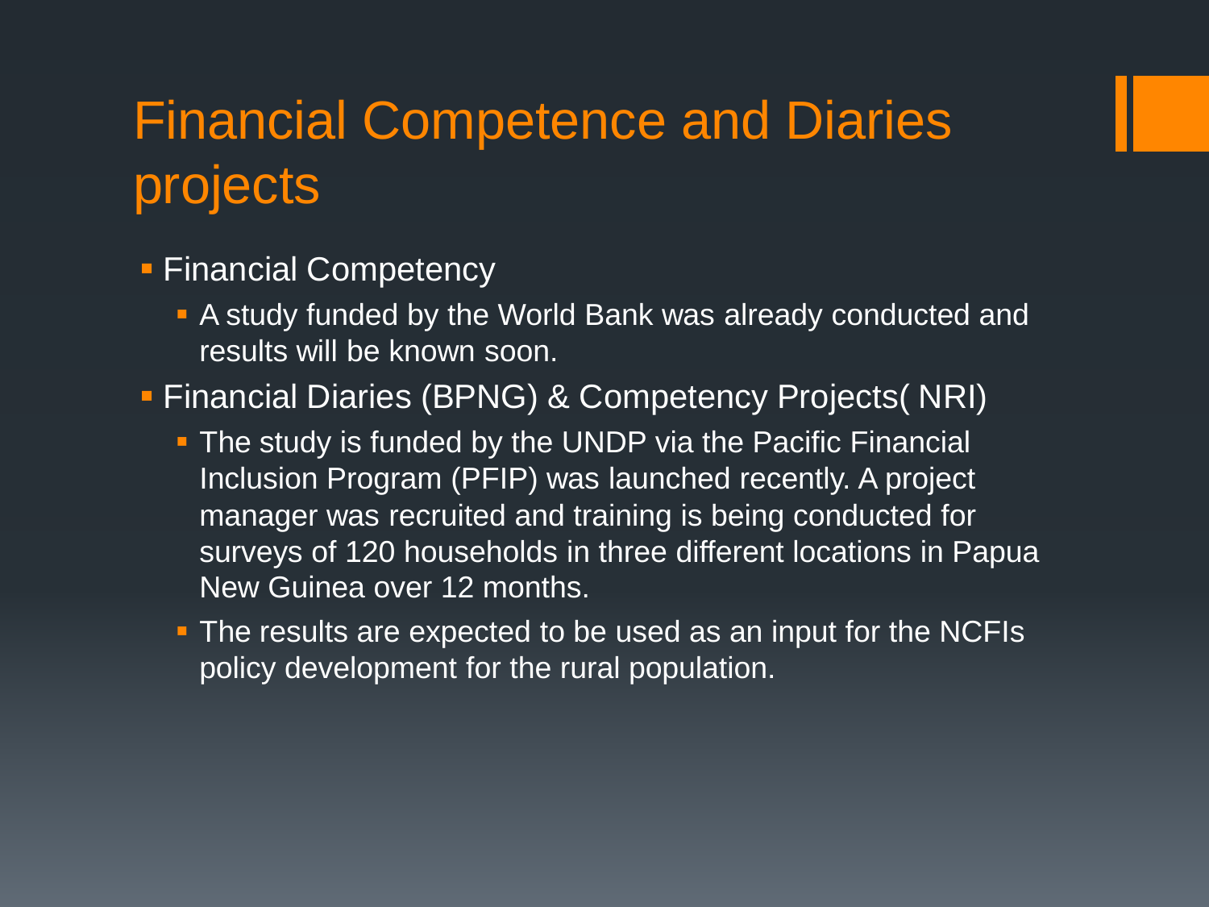# Financial Competence and Diaries projects

- Financial Competency
  - A study funded by the World Bank was already conducted and results will be known soon.
- Financial Diaries (BPNG) & Competency Projects( NRI)
  - The study is funded by the UNDP via the Pacific Financial Inclusion Program (PFIP) was launched recently. A project manager was recruited and training is being conducted for surveys of 120 households in three different locations in Papua New Guinea over 12 months.
  - The results are expected to be used as an input for the NCFIs policy development for the rural population.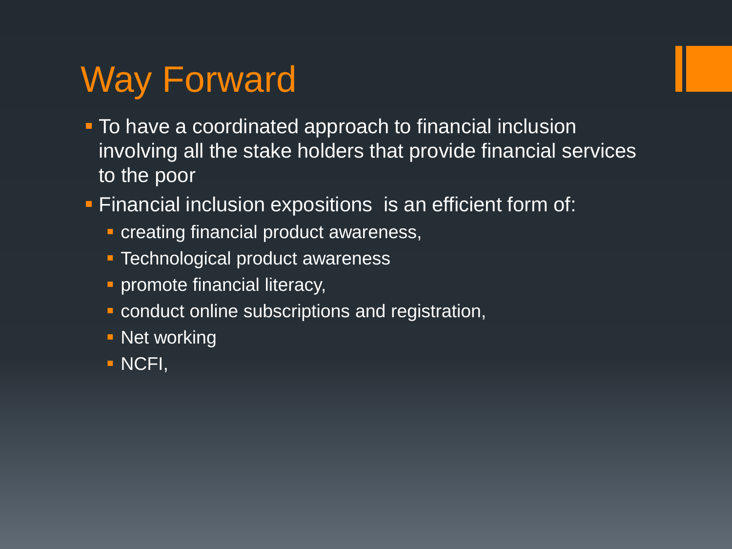# Way Forward

- To have a coordinated approach to financial inclusion involving all the stake holders that provide financial services to the poor
- Financial inclusion expositions  is an efficient form of:
  - creating financial product awareness,
  - Technological product awareness
  - promote financial literacy,
  - conduct online subscriptions and registration,
  - Net working
  - NCFI,